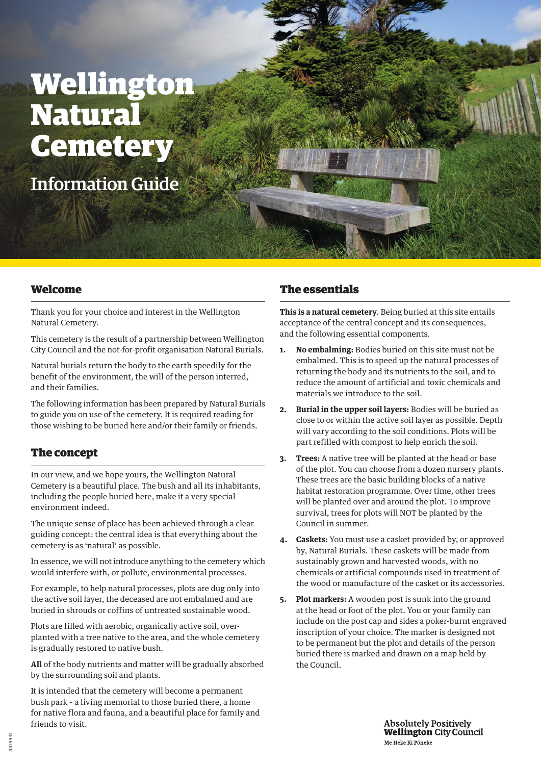# Wellington Natural Cemetery

## Information Guide

## Welcome

Thank you for your choice and interest in the Wellington Natural Cemetery.

This cemetery is the result of a partnership between Wellington City Council and the not-for-profit organisation Natural Burials.

Natural burials return the body to the earth speedily for the benefit of the environment, the will of the person interred, and their families.

The following information has been prepared by Natural Burials to guide you on use of the cemetery. It is required reading for those wishing to be buried here and/or their family or friends.

## The concept

In our view, and we hope yours, the Wellington Natural Cemetery is a beautiful place. The bush and all its inhabitants, including the people buried here, make it a very special environment indeed.

The unique sense of place has been achieved through a clear guiding concept: the central idea is that everything about the cemetery is as 'natural' as possible.

In essence, we will not introduce anything to the cemetery which would interfere with, or pollute, environmental processes.

For example, to help natural processes, plots are dug only into the active soil layer, the deceased are not embalmed and are buried in shrouds or coffins of untreated sustainable wood.

Plots are filled with aerobic, organically active soil, over-planted with a tree native to the area, and the whole cemetery is gradually restored to native bush.

**All** of the body nutrients and matter will be gradually absorbed by the surrounding soil and plants.

It is intended that the cemetery will become a permanent bush park – a living memorial to those buried there, a home for native flora and fauna, and a beautiful place for family and friends to visit.

## The essentials

**This is a natural cemetery**. Being buried at this site entails acceptance of the central concept and its consequences, and the following essential components.

1. **No embalming:** Bodies buried on this site must not be embalmed. This is to speed up the natural processes of returning the body and its nutrients to the soil, and to reduce the amount of artificial and toxic chemicals and materials we introduce to the soil.
2. **Burial in the upper soil layers:** Bodies will be buried as close to or within the active soil layer as possible. Depth will vary according to the soil conditions. Plots will be part refilled with compost to help enrich the soil.
3. **Trees:** A native tree will be planted at the head or base of the plot. You can choose from a dozen nursery plants. These trees are the basic building blocks of a native habitat restoration programme. Over time, other trees will be planted over and around the plot. To improve survival, trees for plots will NOT be planted by the Council in summer.
4. **Caskets:** You must use a casket provided by, or approved by, Natural Burials. These caskets will be made from sustainably grown and harvested woods, with no chemicals or artificial compounds used in treatment of the wood or manufacture of the casket or its accessories.
5. **Plot markers:** A wooden post is sunk into the ground at the head or foot of the plot. You or your family can include on the post cap and sides a poker-burnt engraved inscription of your choice. The marker is designed not to be permanent but the plot and details of the person buried there is marked and drawn on a map held by the Council.

Absolutely Positively **Wellington** City Council
Me Heke Ki Pōneke

J009941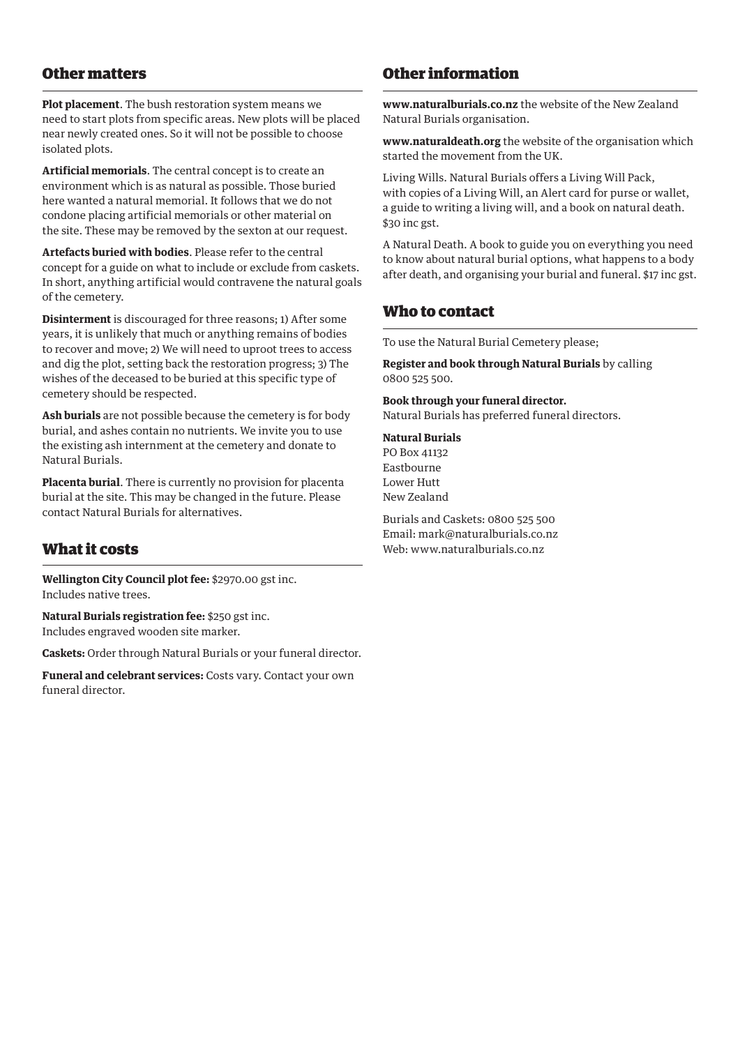## Other matters

**Plot placement**. The bush restoration system means we need to start plots from specific areas. New plots will be placed near newly created ones. So it will not be possible to choose isolated plots.

**Artificial memorials**. The central concept is to create an environment which is as natural as possible. Those buried here wanted a natural memorial. It follows that we do not condone placing artificial memorials or other material on the site. These may be removed by the sexton at our request.

**Artefacts buried with bodies**. Please refer to the central concept for a guide on what to include or exclude from caskets. In short, anything artificial would contravene the natural goals of the cemetery.

**Disinterment** is discouraged for three reasons; 1) After some years, it is unlikely that much or anything remains of bodies to recover and move; 2) We will need to uproot trees to access and dig the plot, setting back the restoration progress; 3) The wishes of the deceased to be buried at this specific type of cemetery should be respected.

**Ash burials** are not possible because the cemetery is for body burial, and ashes contain no nutrients. We invite you to use the existing ash internment at the cemetery and donate to Natural Burials.

**Placenta burial**. There is currently no provision for placenta burial at the site. This may be changed in the future. Please contact Natural Burials for alternatives.

## What it costs

**Wellington City Council plot fee:** $2970.00 gst inc. Includes native trees.

**Natural Burials registration fee:** $250 gst inc. Includes engraved wooden site marker.

**Caskets:** Order through Natural Burials or your funeral director.

**Funeral and celebrant services:** Costs vary. Contact your own funeral director.

## Other information

**www.naturalburials.co.nz** the website of the New Zealand Natural Burials organisation.

**www.naturaldeath.org** the website of the organisation which started the movement from the UK.

Living Wills. Natural Burials offers a Living Will Pack, with copies of a Living Will, an Alert card for purse or wallet, a guide to writing a living will, and a book on natural death. $30 inc gst.

A Natural Death. A book to guide you on everything you need to know about natural burial options, what happens to a body after death, and organising your burial and funeral. $17 inc gst.

## Who to contact

To use the Natural Burial Cemetery please;

**Register and book through Natural Burials** by calling 0800 525 500.

**Book through your funeral director.**
Natural Burials has preferred funeral directors.

**Natural Burials**
PO Box 41132
Eastbourne
Lower Hutt
New Zealand

Burials and Caskets: 0800 525 500
Email: mark@naturalburials.co.nz
Web: www.naturalburials.co.nz